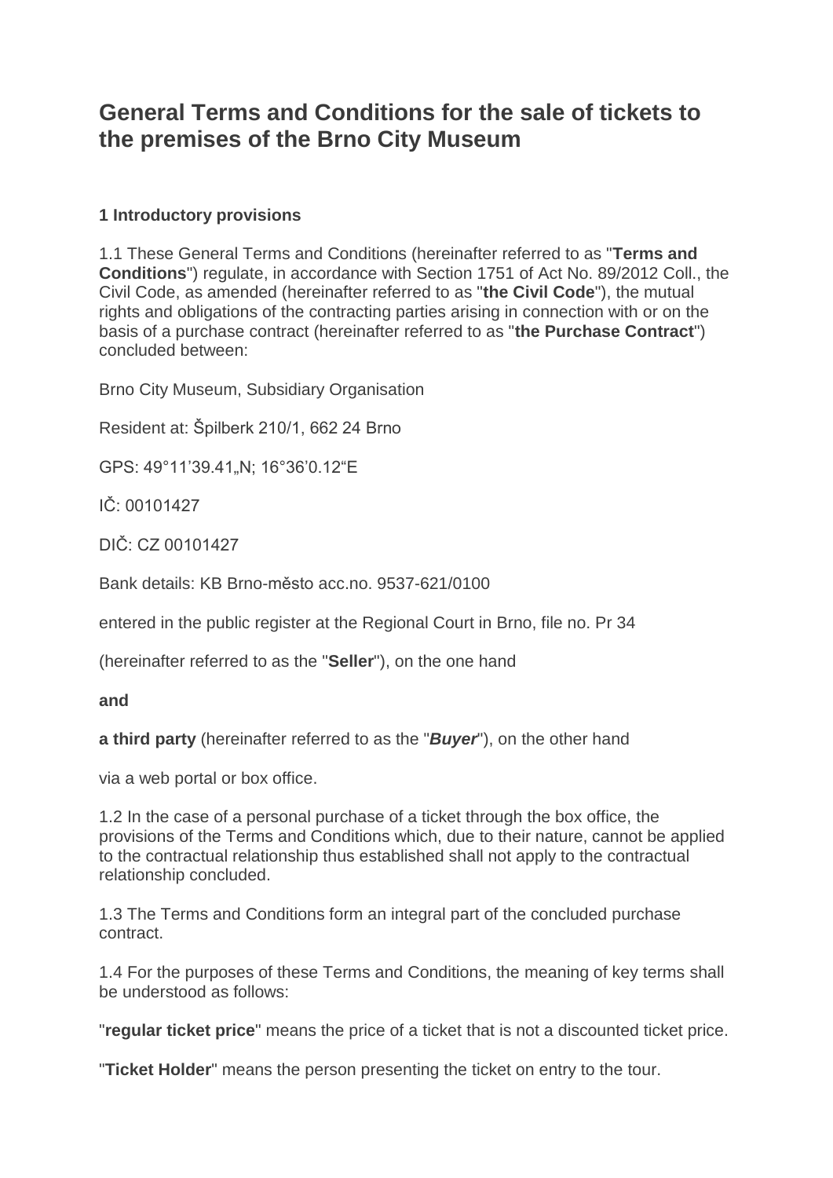# General Terms and Conditions for the sale of tickets to the premises of the Brno City Museum

## 1 Introductory provisions

1.1 These General Terms and Conditions (hereinafter referred to as "**Terms and Conditions**") regulate, in accordance with Section 1751 of Act No. 89/2012 Coll., the Civil Code, as amended (hereinafter referred to as "**the Civil Code**"), the mutual rights and obligations of the contracting parties arising in connection with or on the basis of a purchase contract (hereinafter referred to as "**the Purchase Contract**") concluded between:

Brno City Museum, Subsidiary Organisation

Resident at: Špilberk 210/1, 662 24 Brno

GPS: 49°11'39.41„N; 16°36'0.12"E

IČ: 00101427

DIČ: CZ 00101427

Bank details: KB Brno-město acc.no. 9537-621/0100

entered in the public register at the Regional Court in Brno, file no. Pr 34

(hereinafter referred to as the "**Seller**"), on the one hand

**and**

**a third party** (hereinafter referred to as the "***Buyer***"), on the other hand

via a web portal or box office.

1.2 In the case of a personal purchase of a ticket through the box office, the provisions of the Terms and Conditions which, due to their nature, cannot be applied to the contractual relationship thus established shall not apply to the contractual relationship concluded.

1.3 The Terms and Conditions form an integral part of the concluded purchase contract.

1.4 For the purposes of these Terms and Conditions, the meaning of key terms shall be understood as follows:

"**regular ticket price**" means the price of a ticket that is not a discounted ticket price.

"**Ticket Holder**" means the person presenting the ticket on entry to the tour.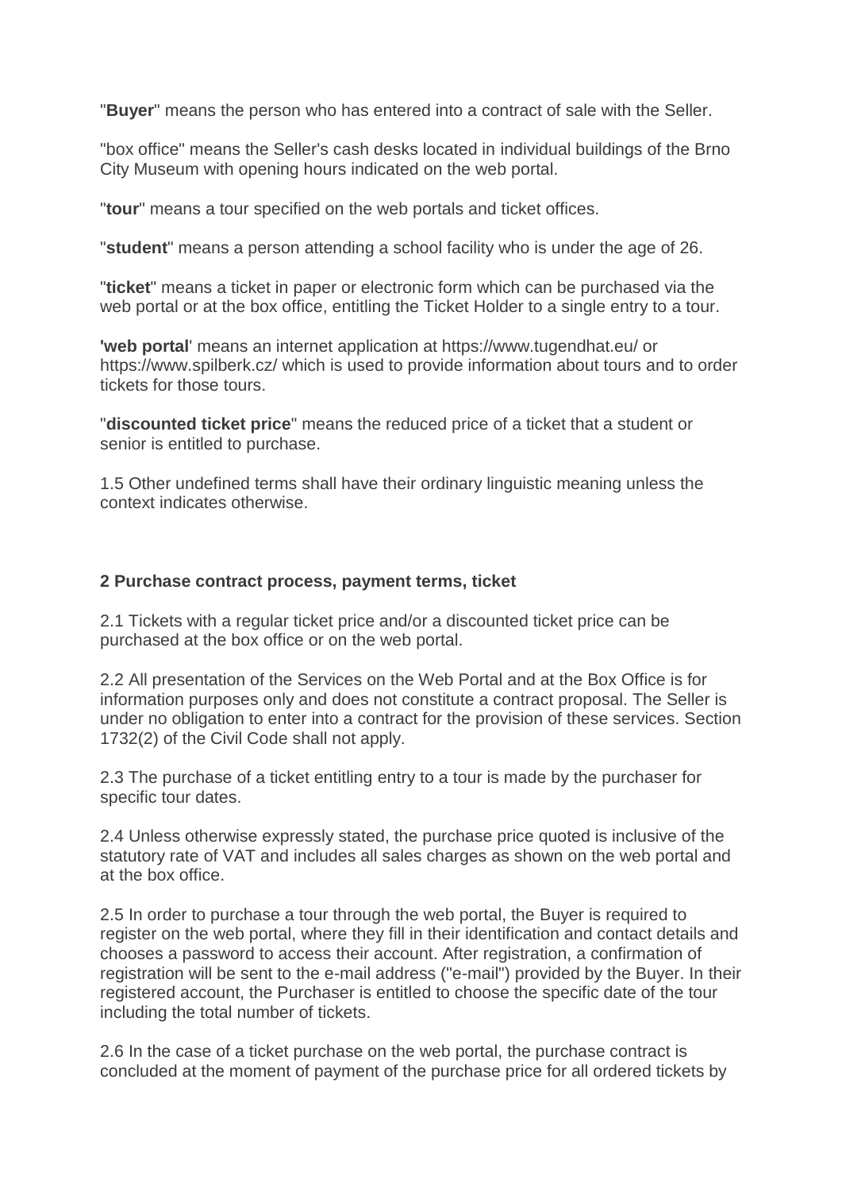"**Buyer**" means the person who has entered into a contract of sale with the Seller.

"box office" means the Seller's cash desks located in individual buildings of the Brno City Museum with opening hours indicated on the web portal.

"**tour**" means a tour specified on the web portals and ticket offices.

"**student**" means a person attending a school facility who is under the age of 26.

"**ticket**" means a ticket in paper or electronic form which can be purchased via the web portal or at the box office, entitling the Ticket Holder to a single entry to a tour.

'**web portal**' means an internet application at https://www.tugendhat.eu/ or https://www.spilberk.cz/ which is used to provide information about tours and to order tickets for those tours.

"**discounted ticket price**" means the reduced price of a ticket that a student or senior is entitled to purchase.

1.5 Other undefined terms shall have their ordinary linguistic meaning unless the context indicates otherwise.

**2 Purchase contract process, payment terms, ticket**

2.1 Tickets with a regular ticket price and/or a discounted ticket price can be purchased at the box office or on the web portal.

2.2 All presentation of the Services on the Web Portal and at the Box Office is for information purposes only and does not constitute a contract proposal. The Seller is under no obligation to enter into a contract for the provision of these services. Section 1732(2) of the Civil Code shall not apply.

2.3 The purchase of a ticket entitling entry to a tour is made by the purchaser for specific tour dates.

2.4 Unless otherwise expressly stated, the purchase price quoted is inclusive of the statutory rate of VAT and includes all sales charges as shown on the web portal and at the box office.

2.5 In order to purchase a tour through the web portal, the Buyer is required to register on the web portal, where they fill in their identification and contact details and chooses a password to access their account. After registration, a confirmation of registration will be sent to the e-mail address ("e-mail") provided by the Buyer. In their registered account, the Purchaser is entitled to choose the specific date of the tour including the total number of tickets.

2.6 In the case of a ticket purchase on the web portal, the purchase contract is concluded at the moment of payment of the purchase price for all ordered tickets by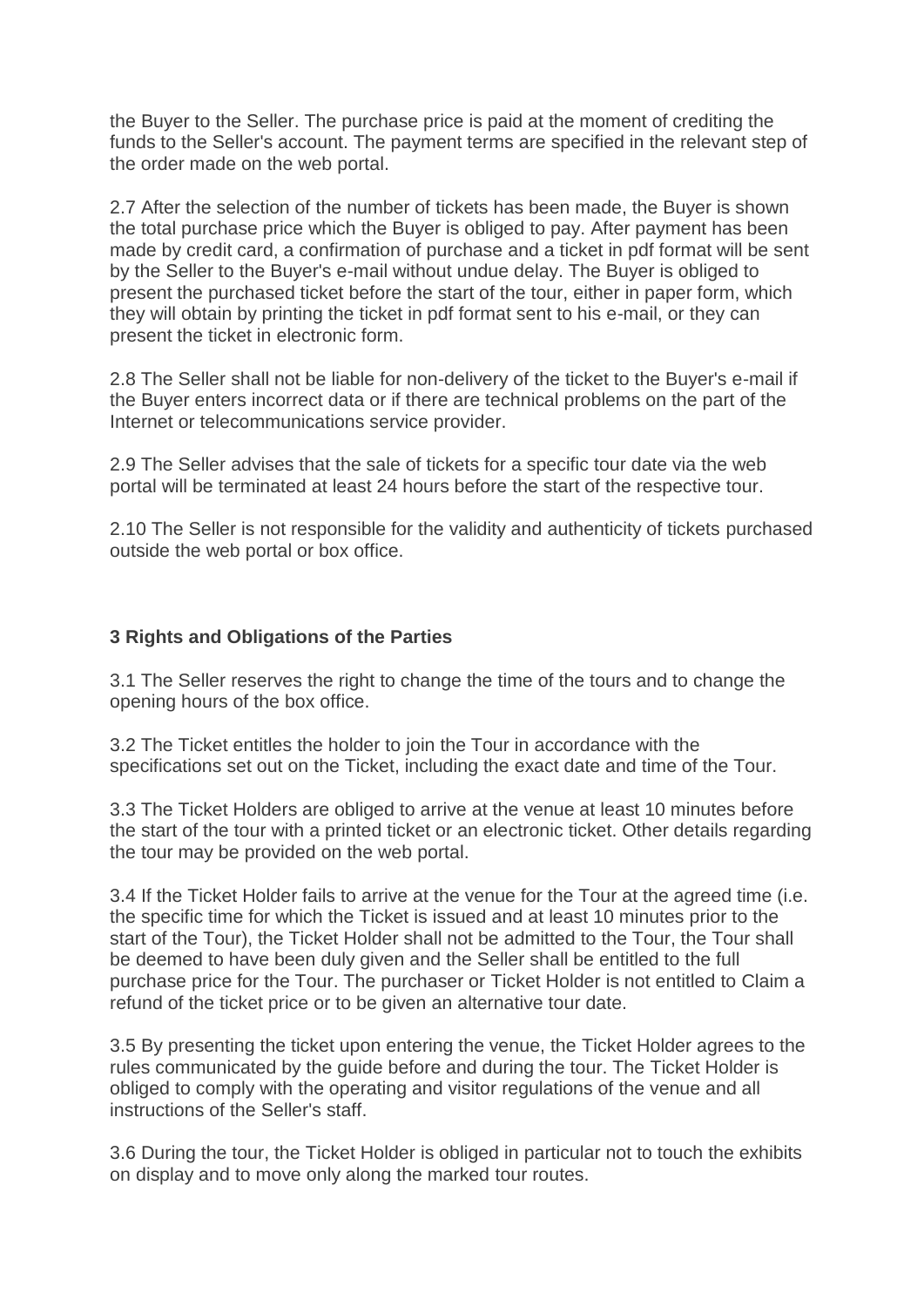the Buyer to the Seller. The purchase price is paid at the moment of crediting the funds to the Seller's account. The payment terms are specified in the relevant step of the order made on the web portal.

2.7 After the selection of the number of tickets has been made, the Buyer is shown the total purchase price which the Buyer is obliged to pay. After payment has been made by credit card, a confirmation of purchase and a ticket in pdf format will be sent by the Seller to the Buyer's e-mail without undue delay. The Buyer is obliged to present the purchased ticket before the start of the tour, either in paper form, which they will obtain by printing the ticket in pdf format sent to his e-mail, or they can present the ticket in electronic form.

2.8 The Seller shall not be liable for non-delivery of the ticket to the Buyer's e-mail if the Buyer enters incorrect data or if there are technical problems on the part of the Internet or telecommunications service provider.

2.9 The Seller advises that the sale of tickets for a specific tour date via the web portal will be terminated at least 24 hours before the start of the respective tour.

2.10 The Seller is not responsible for the validity and authenticity of tickets purchased outside the web portal or box office.

### 3 Rights and Obligations of the Parties

3.1 The Seller reserves the right to change the time of the tours and to change the opening hours of the box office.

3.2 The Ticket entitles the holder to join the Tour in accordance with the specifications set out on the Ticket, including the exact date and time of the Tour.

3.3 The Ticket Holders are obliged to arrive at the venue at least 10 minutes before the start of the tour with a printed ticket or an electronic ticket. Other details regarding the tour may be provided on the web portal.

3.4 If the Ticket Holder fails to arrive at the venue for the Tour at the agreed time (i.e. the specific time for which the Ticket is issued and at least 10 minutes prior to the start of the Tour), the Ticket Holder shall not be admitted to the Tour, the Tour shall be deemed to have been duly given and the Seller shall be entitled to the full purchase price for the Tour. The purchaser or Ticket Holder is not entitled to Claim a refund of the ticket price or to be given an alternative tour date.

3.5 By presenting the ticket upon entering the venue, the Ticket Holder agrees to the rules communicated by the guide before and during the tour. The Ticket Holder is obliged to comply with the operating and visitor regulations of the venue and all instructions of the Seller's staff.

3.6 During the tour, the Ticket Holder is obliged in particular not to touch the exhibits on display and to move only along the marked tour routes.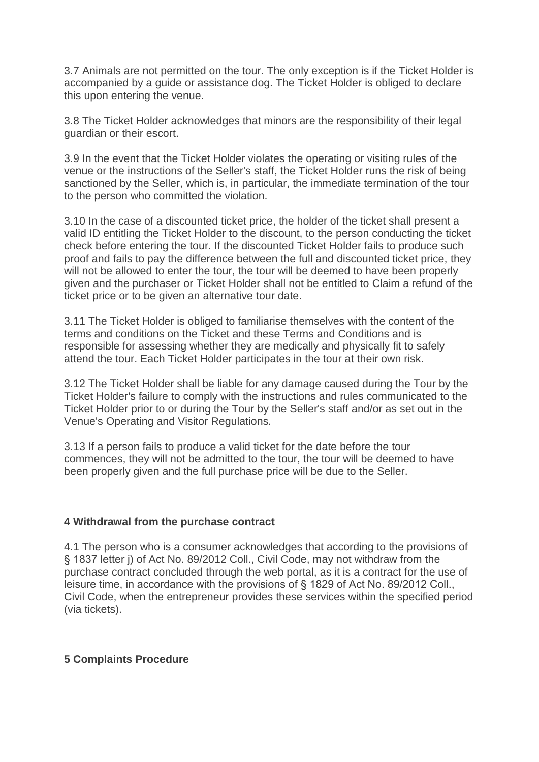3.7 Animals are not permitted on the tour. The only exception is if the Ticket Holder is accompanied by a guide or assistance dog. The Ticket Holder is obliged to declare this upon entering the venue.

3.8 The Ticket Holder acknowledges that minors are the responsibility of their legal guardian or their escort.

3.9 In the event that the Ticket Holder violates the operating or visiting rules of the venue or the instructions of the Seller's staff, the Ticket Holder runs the risk of being sanctioned by the Seller, which is, in particular, the immediate termination of the tour to the person who committed the violation.

3.10 In the case of a discounted ticket price, the holder of the ticket shall present a valid ID entitling the Ticket Holder to the discount, to the person conducting the ticket check before entering the tour. If the discounted Ticket Holder fails to produce such proof and fails to pay the difference between the full and discounted ticket price, they will not be allowed to enter the tour, the tour will be deemed to have been properly given and the purchaser or Ticket Holder shall not be entitled to Claim a refund of the ticket price or to be given an alternative tour date.

3.11 The Ticket Holder is obliged to familiarise themselves with the content of the terms and conditions on the Ticket and these Terms and Conditions and is responsible for assessing whether they are medically and physically fit to safely attend the tour. Each Ticket Holder participates in the tour at their own risk.

3.12 The Ticket Holder shall be liable for any damage caused during the Tour by the Ticket Holder's failure to comply with the instructions and rules communicated to the Ticket Holder prior to or during the Tour by the Seller's staff and/or as set out in the Venue's Operating and Visitor Regulations.

3.13 If a person fails to produce a valid ticket for the date before the tour commences, they will not be admitted to the tour, the tour will be deemed to have been properly given and the full purchase price will be due to the Seller.

## 4 Withdrawal from the purchase contract

4.1 The person who is a consumer acknowledges that according to the provisions of § 1837 letter j) of Act No. 89/2012 Coll., Civil Code, may not withdraw from the purchase contract concluded through the web portal, as it is a contract for the use of leisure time, in accordance with the provisions of § 1829 of Act No. 89/2012 Coll., Civil Code, when the entrepreneur provides these services within the specified period (via tickets).

## 5 Complaints Procedure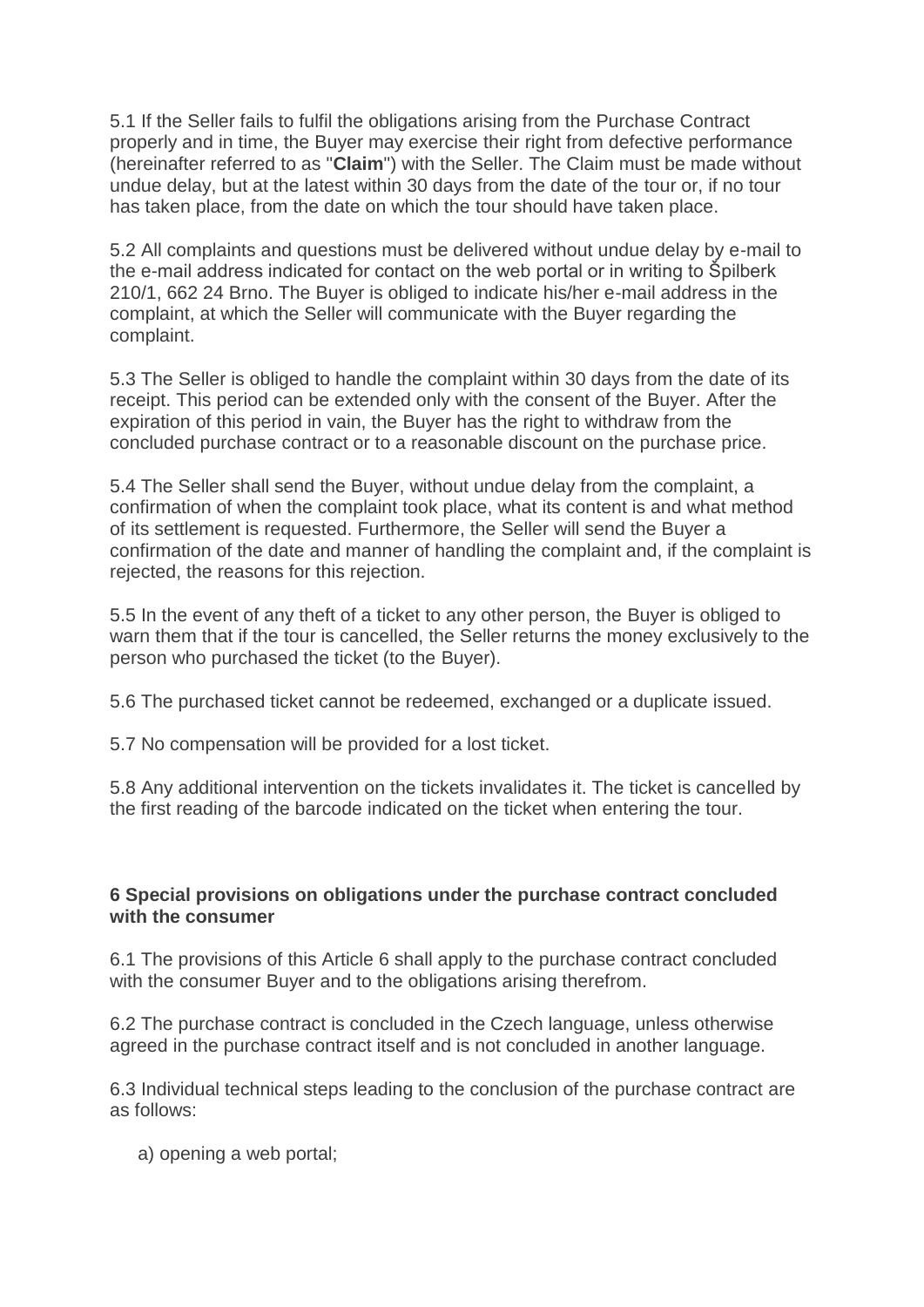5.1 If the Seller fails to fulfil the obligations arising from the Purchase Contract properly and in time, the Buyer may exercise their right from defective performance (hereinafter referred to as "**Claim**") with the Seller. The Claim must be made without undue delay, but at the latest within 30 days from the date of the tour or, if no tour has taken place, from the date on which the tour should have taken place.

5.2 All complaints and questions must be delivered without undue delay by e-mail to the e-mail address indicated for contact on the web portal or in writing to Špilberk 210/1, 662 24 Brno. The Buyer is obliged to indicate his/her e-mail address in the complaint, at which the Seller will communicate with the Buyer regarding the complaint.

5.3 The Seller is obliged to handle the complaint within 30 days from the date of its receipt. This period can be extended only with the consent of the Buyer. After the expiration of this period in vain, the Buyer has the right to withdraw from the concluded purchase contract or to a reasonable discount on the purchase price.

5.4 The Seller shall send the Buyer, without undue delay from the complaint, a confirmation of when the complaint took place, what its content is and what method of its settlement is requested. Furthermore, the Seller will send the Buyer a confirmation of the date and manner of handling the complaint and, if the complaint is rejected, the reasons for this rejection.

5.5 In the event of any theft of a ticket to any other person, the Buyer is obliged to warn them that if the tour is cancelled, the Seller returns the money exclusively to the person who purchased the ticket (to the Buyer).

5.6 The purchased ticket cannot be redeemed, exchanged or a duplicate issued.

5.7 No compensation will be provided for a lost ticket.

5.8 Any additional intervention on the tickets invalidates it. The ticket is cancelled by the first reading of the barcode indicated on the ticket when entering the tour.

**6 Special provisions on obligations under the purchase contract concluded with the consumer**

6.1 The provisions of this Article 6 shall apply to the purchase contract concluded with the consumer Buyer and to the obligations arising therefrom.

6.2 The purchase contract is concluded in the Czech language, unless otherwise agreed in the purchase contract itself and is not concluded in another language.

6.3 Individual technical steps leading to the conclusion of the purchase contract are as follows:

a) opening a web portal;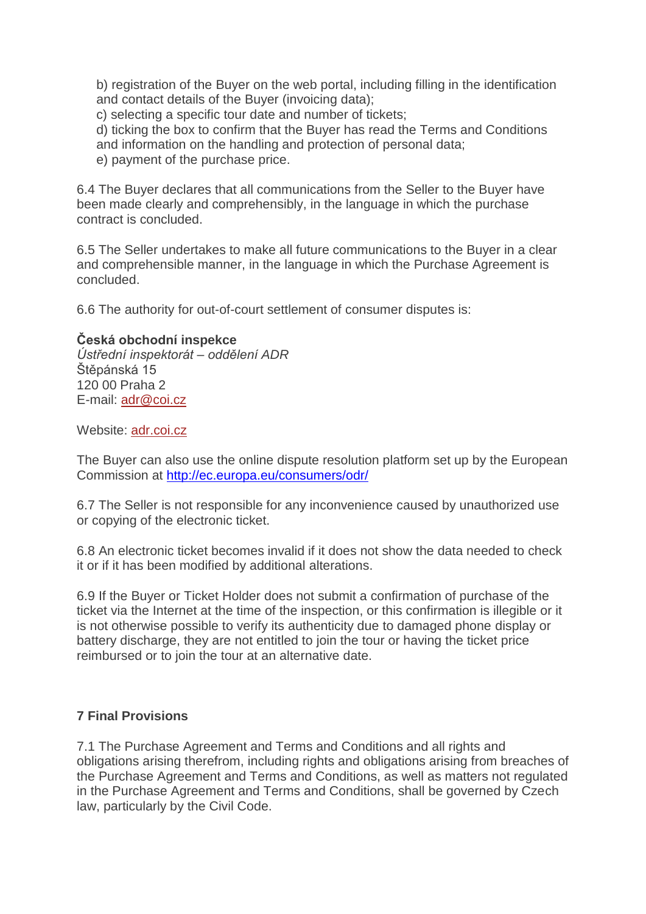b) registration of the Buyer on the web portal, including filling in the identification and contact details of the Buyer (invoicing data);
c) selecting a specific tour date and number of tickets;
d) ticking the box to confirm that the Buyer has read the Terms and Conditions and information on the handling and protection of personal data;
e) payment of the purchase price.

6.4 The Buyer declares that all communications from the Seller to the Buyer have been made clearly and comprehensibly, in the language in which the purchase contract is concluded.

6.5 The Seller undertakes to make all future communications to the Buyer in a clear and comprehensible manner, in the language in which the Purchase Agreement is concluded.

6.6 The authority for out-of-court settlement of consumer disputes is:

**Česká obchodní inspekce**
*Ústřední inspektorát – oddělení ADR*
Štěpánská 15
120 00 Praha 2
E-mail: adr@coi.cz

Website: adr.coi.cz

The Buyer can also use the online dispute resolution platform set up by the European Commission at http://ec.europa.eu/consumers/odr/

6.7 The Seller is not responsible for any inconvenience caused by unauthorized use or copying of the electronic ticket.

6.8 An electronic ticket becomes invalid if it does not show the data needed to check it or if it has been modified by additional alterations.

6.9 If the Buyer or Ticket Holder does not submit a confirmation of purchase of the ticket via the Internet at the time of the inspection, or this confirmation is illegible or it is not otherwise possible to verify its authenticity due to damaged phone display or battery discharge, they are not entitled to join the tour or having the ticket price reimbursed or to join the tour at an alternative date.

## 7 Final Provisions

7.1 The Purchase Agreement and Terms and Conditions and all rights and obligations arising therefrom, including rights and obligations arising from breaches of the Purchase Agreement and Terms and Conditions, as well as matters not regulated in the Purchase Agreement and Terms and Conditions, shall be governed by Czech law, particularly by the Civil Code.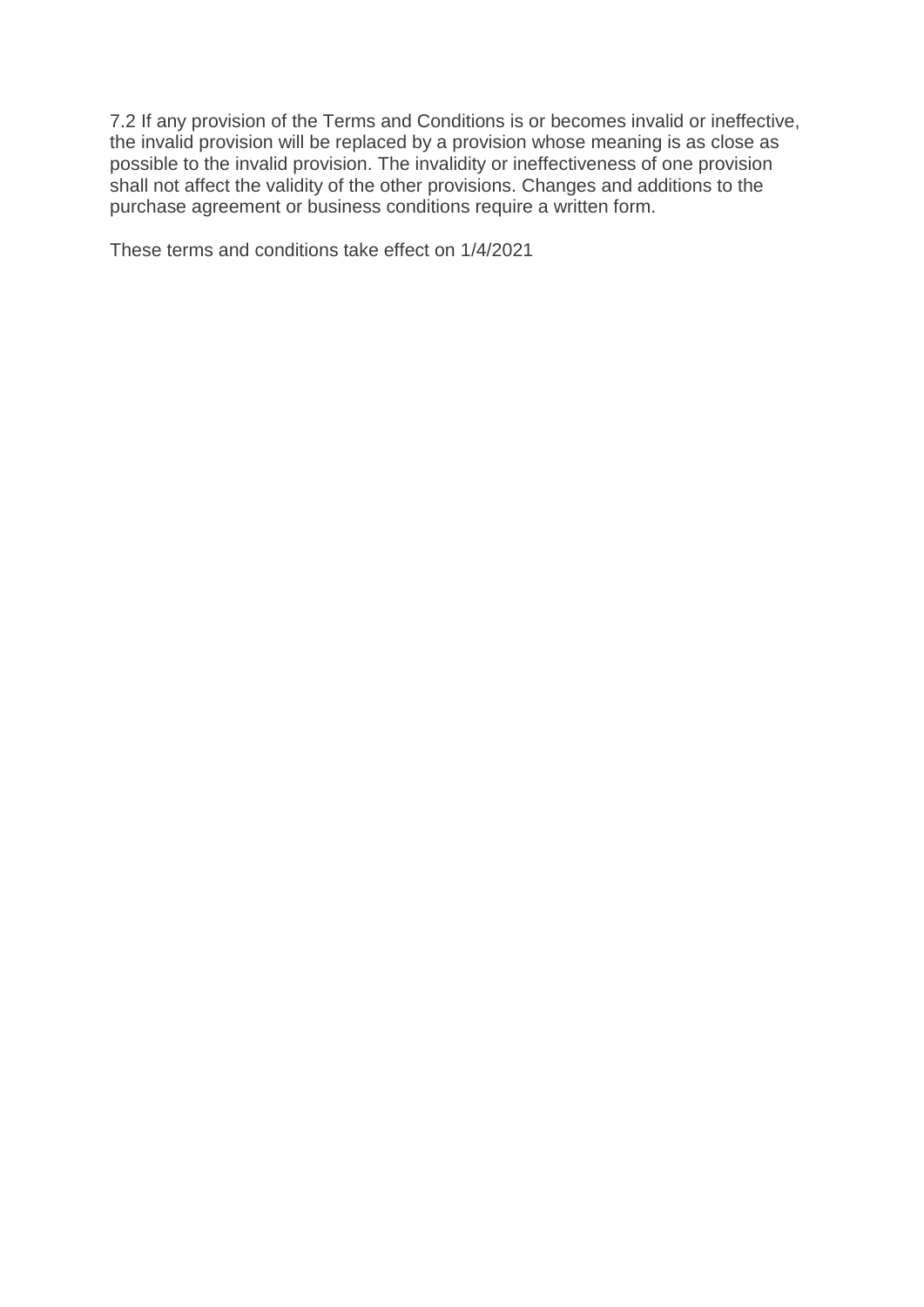7.2 If any provision of the Terms and Conditions is or becomes invalid or ineffective, the invalid provision will be replaced by a provision whose meaning is as close as possible to the invalid provision. The invalidity or ineffectiveness of one provision shall not affect the validity of the other provisions. Changes and additions to the purchase agreement or business conditions require a written form.

These terms and conditions take effect on 1/4/2021